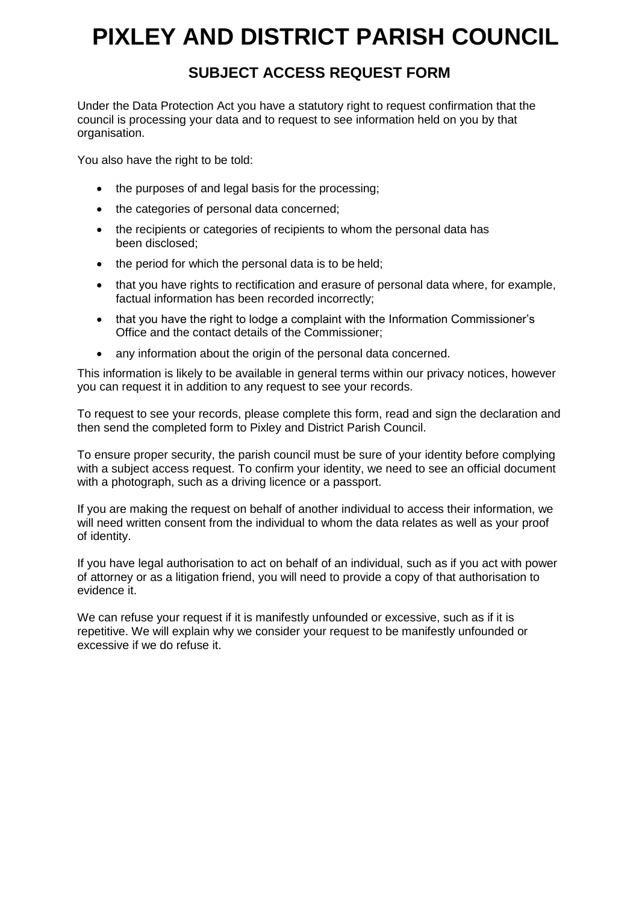# PIXLEY AND DISTRICT PARISH COUNCIL

## SUBJECT ACCESS REQUEST FORM

Under the Data Protection Act you have a statutory right to request confirmation that the council is processing your data and to request to see information held on you by that organisation.

You also have the right to be told:

- the purposes of and legal basis for the processing;
- the categories of personal data concerned;
- the recipients or categories of recipients to whom the personal data has been disclosed;
- the period for which the personal data is to be held;
- that you have rights to rectification and erasure of personal data where, for example, factual information has been recorded incorrectly;
- that you have the right to lodge a complaint with the Information Commissioner's Office and the contact details of the Commissioner;
- any information about the origin of the personal data concerned.

This information is likely to be available in general terms within our privacy notices, however you can request it in addition to any request to see your records.

To request to see your records, please complete this form, read and sign the declaration and then send the completed form to Pixley and District Parish Council.

To ensure proper security, the parish council must be sure of your identity before complying with a subject access request. To confirm your identity, we need to see an official document with a photograph, such as a driving licence or a passport.

If you are making the request on behalf of another individual to access their information, we will need written consent from the individual to whom the data relates as well as your proof of identity.

If you have legal authorisation to act on behalf of an individual, such as if you act with power of attorney or as a litigation friend, you will need to provide a copy of that authorisation to evidence it.

We can refuse your request if it is manifestly unfounded or excessive, such as if it is repetitive. We will explain why we consider your request to be manifestly unfounded or excessive if we do refuse it.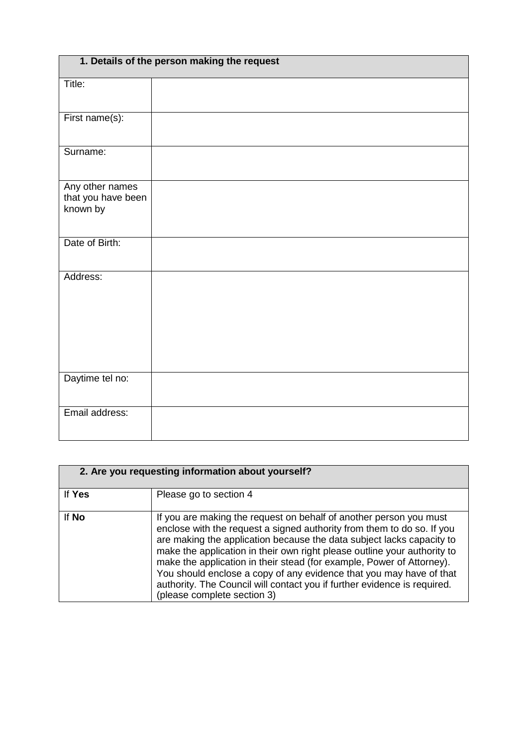| 1. Details of the person making the request | |
|---|---|
| Title: | |
| First name(s): | |
| Surname: | |
| Any other names that you have been known by | |
| Date of Birth: | |
| Address: | |
| Daytime tel no: | |
| Email address: | |

| 2. Are you requesting information about yourself? | |
|---|---|
| If **Yes** | Please go to section 4 |
| If **No** | If you are making the request on behalf of another person you must enclose with the request a signed authority from them to do so. If you are making the application because the data subject lacks capacity to make the application in their own right please outline your authority to make the application in their stead (for example, Power of Attorney). You should enclose a copy of any evidence that you may have of that authority. The Council will contact you if further evidence is required. (please complete section 3) |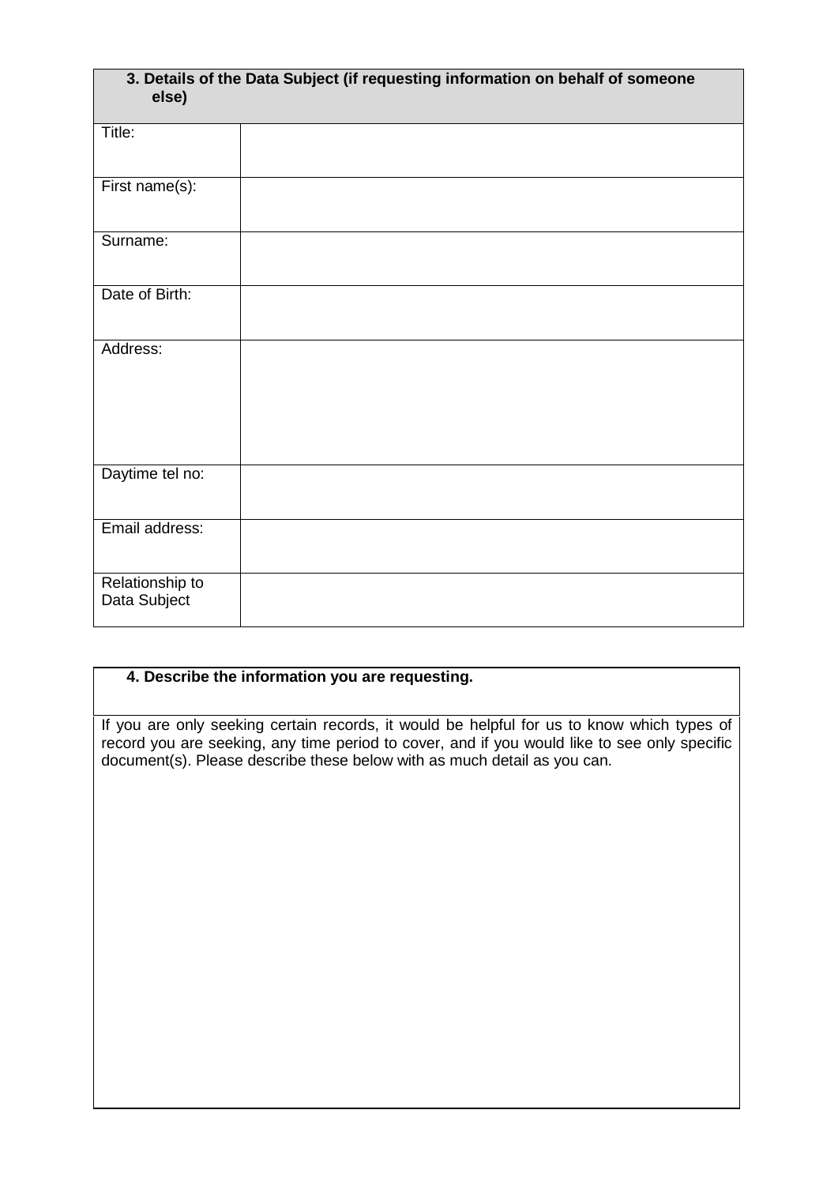| 3. Details of the Data Subject (if requesting information on behalf of someone else) | |
| --- | --- |
| Title: | |
| First name(s): | |
| Surname: | |
| Date of Birth: | |
| Address: | |
| Daytime tel no: | |
| Email address: | |
| Relationship to Data Subject | |

| 4. Describe the information you are requesting. |
| --- |
| If you are only seeking certain records, it would be helpful for us to know which types of record you are seeking, any time period to cover, and if you would like to see only specific document(s). Please describe these below with as much detail as you can. |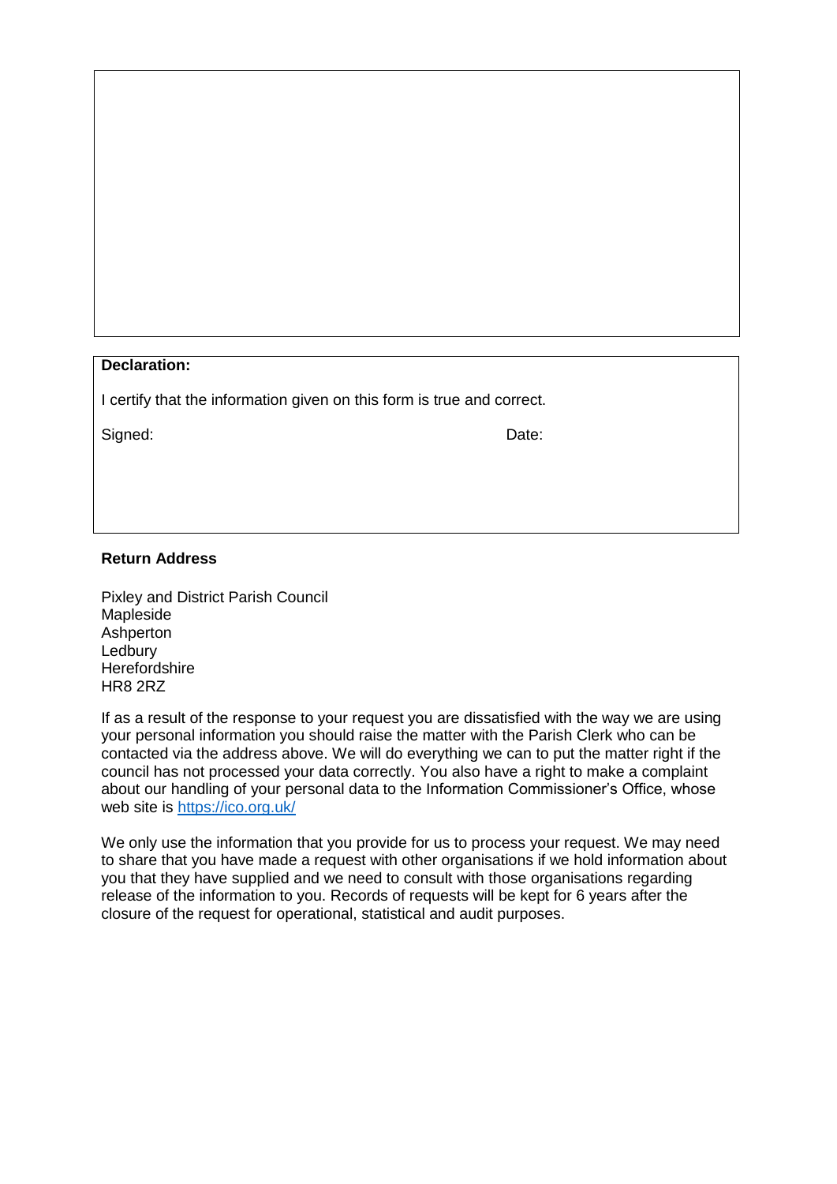**Declaration:**

I certify that the information given on this form is true and correct.

Signed: Date:

**Return Address**

Pixley and District Parish Council
Mapleside
Ashperton
Ledbury
Herefordshire
HR8 2RZ

If as a result of the response to your request you are dissatisfied with the way we are using your personal information you should raise the matter with the Parish Clerk who can be contacted via the address above. We will do everything we can to put the matter right if the council has not processed your data correctly. You also have a right to make a complaint about our handling of your personal data to the Information Commissioner's Office, whose web site is https://ico.org.uk/

We only use the information that you provide for us to process your request. We may need to share that you have made a request with other organisations if we hold information about you that they have supplied and we need to consult with those organisations regarding release of the information to you. Records of requests will be kept for 6 years after the closure of the request for operational, statistical and audit purposes.